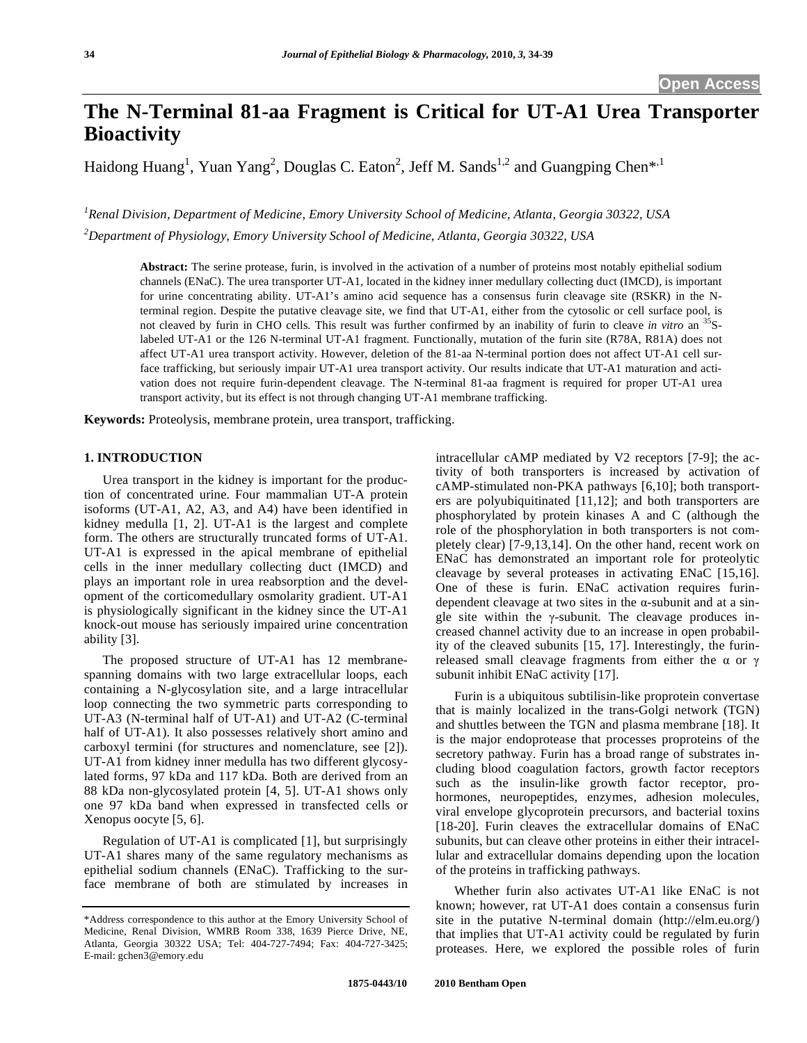Open Access

# The N-Terminal 81-aa Fragment is Critical for UT-A1 Urea Transporter Bioactivity

Haidong Huang[1], Yuan Yang[2], Douglas C. Eaton[2], Jeff M. Sands[1,2] and Guangping Chen*[,1]

[1]*Renal Division, Department of Medicine, Emory University School of Medicine, Atlanta, Georgia 30322, USA*

[2]*Department of Physiology, Emory University School of Medicine, Atlanta, Georgia 30322, USA*

**Abstract:** The serine protease, furin, is involved in the activation of a number of proteins most notably epithelial sodium channels (ENaC). The urea transporter UT-A1, located in the kidney inner medullary collecting duct (IMCD), is important for urine concentrating ability. UT-A1's amino acid sequence has a consensus furin cleavage site (RSKR) in the N-terminal region. Despite the putative cleavage site, we find that UT-A1, either from the cytosolic or cell surface pool, is not cleaved by furin in CHO cells. This result was further confirmed by an inability of furin to cleave *in vitro* an $^{35}$S-labeled UT-A1 or the 126 N-terminal UT-A1 fragment. Functionally, mutation of the furin site (R78A, R81A) does not affect UT-A1 urea transport activity. However, deletion of the 81-aa N-terminal portion does not affect UT-A1 cell surface trafficking, but seriously impair UT-A1 urea transport activity. Our results indicate that UT-A1 maturation and activation does not require furin-dependent cleavage. The N-terminal 81-aa fragment is required for proper UT-A1 urea transport activity, but its effect is not through changing UT-A1 membrane trafficking.

**Keywords:** Proteolysis, membrane protein, urea transport, trafficking.

## 1. INTRODUCTION

Urea transport in the kidney is important for the production of concentrated urine. Four mammalian UT-A protein isoforms (UT-A1, A2, A3, and A4) have been identified in kidney medulla [1, 2]. UT-A1 is the largest and complete form. The others are structurally truncated forms of UT-A1. UT-A1 is expressed in the apical membrane of epithelial cells in the inner medullary collecting duct (IMCD) and plays an important role in urea reabsorption and the development of the corticomedullary osmolarity gradient. UT-A1 is physiologically significant in the kidney since the UT-A1 knock-out mouse has seriously impaired urine concentration ability [3].

The proposed structure of UT-A1 has 12 membrane-spanning domains with two large extracellular loops, each containing a N-glycosylation site, and a large intracellular loop connecting the two symmetric parts corresponding to UT-A3 (N-terminal half of UT-A1) and UT-A2 (C-terminal half of UT-A1). It also possesses relatively short amino and carboxyl termini (for structures and nomenclature, see [2]). UT-A1 from kidney inner medulla has two different glycosylated forms, 97 kDa and 117 kDa. Both are derived from an 88 kDa non-glycosylated protein [4, 5]. UT-A1 shows only one 97 kDa band when expressed in transfected cells or Xenopus oocyte [5, 6].

Regulation of UT-A1 is complicated [1], but surprisingly UT-A1 shares many of the same regulatory mechanisms as epithelial sodium channels (ENaC). Trafficking to the surface membrane of both are stimulated by increases in intracellular cAMP mediated by V2 receptors [7-9]; the activity of both transporters is increased by activation of cAMP-stimulated non-PKA pathways [6,10]; both transporters are polyubiquitinated [11,12]; and both transporters are phosphorylated by protein kinases A and C (although the role of the phosphorylation in both transporters is not completely clear) [7-9,13,14]. On the other hand, recent work on ENaC has demonstrated an important role for proteolytic cleavage by several proteases in activating ENaC [15,16]. One of these is furin. ENaC activation requires furin-dependent cleavage at two sites in the α-subunit and at a single site within the γ-subunit. The cleavage produces increased channel activity due to an increase in open probability of the cleaved subunits [15, 17]. Interestingly, the furin-released small cleavage fragments from either the α or γ subunit inhibit ENaC activity [17].

Furin is a ubiquitous subtilisin-like proprotein convertase that is mainly localized in the trans-Golgi network (TGN) and shuttles between the TGN and plasma membrane [18]. It is the major endoprotease that processes proproteins of the secretory pathway. Furin has a broad range of substrates including blood coagulation factors, growth factor receptors such as the insulin-like growth factor receptor, prohormones, neuropeptides, enzymes, adhesion molecules, viral envelope glycoprotein precursors, and bacterial toxins [18-20]. Furin cleaves the extracellular domains of ENaC subunits, but can cleave other proteins in either their intracellular and extracellular domains depending upon the location of the proteins in trafficking pathways.

Whether furin also activates UT-A1 like ENaC is not known; however, rat UT-A1 does contain a consensus furin site in the putative N-terminal domain (http://elm.eu.org/) that implies that UT-A1 activity could be regulated by furin proteases. Here, we explored the possible roles of furin

*Address correspondence to this author at the Emory University School of Medicine, Renal Division, WMRB Room 338, 1639 Pierce Drive, NE, Atlanta, Georgia 30322 USA; Tel: 404-727-7494; Fax: 404-727-3425; E-mail: gchen3@emory.edu

1875-0443/10 2010 Bentham Open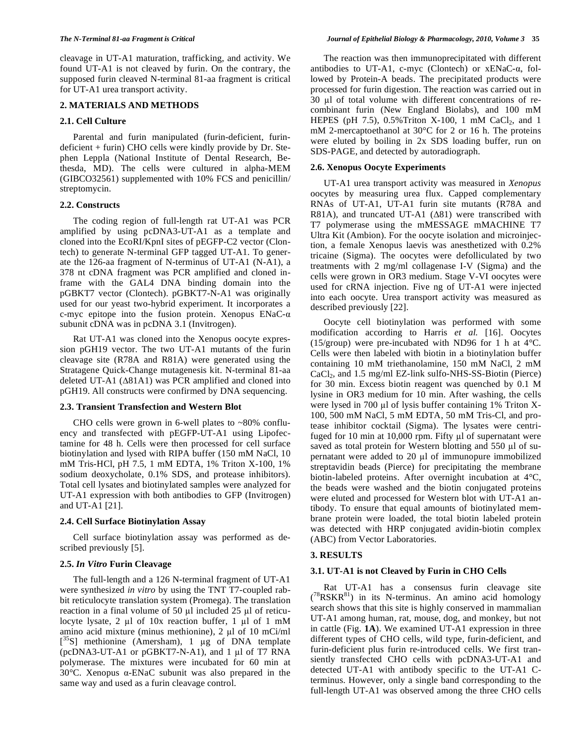cleavage in UT-A1 maturation, trafficking, and activity. We found UT-A1 is not cleaved by furin. On the contrary, the supposed furin cleaved N-terminal 81-aa fragment is critical for UT-A1 urea transport activity.

## 2. MATERIALS AND METHODS

### 2.1. Cell Culture

Parental and furin manipulated (furin-deficient, furin-deficient + furin) CHO cells were kindly provide by Dr. Stephen Leppla (National Institute of Dental Research, Bethesda, MD). The cells were cultured in alpha-MEM (GIBCO32561) supplemented with 10% FCS and penicillin/ streptomycin.

### 2.2. Constructs

The coding region of full-length rat UT-A1 was PCR amplified by using pcDNA3-UT-A1 as a template and cloned into the EcoRI/KpnI sites of pEGFP-C2 vector (Clontech) to generate N-terminal GFP tagged UT-A1. To generate the 126-aa fragment of N-terminus of UT-A1 (N-A1), a 378 nt cDNA fragment was PCR amplified and cloned in-frame with the GAL4 DNA binding domain into the pGBKT7 vector (Clontech). pGBKT7-N-A1 was originally used for our yeast two-hybrid experiment. It incorporates a c-myc epitope into the fusion protein. Xenopus ENaC-α subunit cDNA was in pcDNA 3.1 (Invitrogen).

Rat UT-A1 was cloned into the Xenopus oocyte expression pGH19 vector. The two UT-A1 mutants of the furin cleavage site (R78A and R81A) were generated using the Stratagene Quick-Change mutagenesis kit. N-terminal 81-aa deleted UT-A1 (Δ81A1) was PCR amplified and cloned into pGH19. All constructs were confirmed by DNA sequencing.

### 2.3. Transient Transfection and Western Blot

CHO cells were grown in 6-well plates to ~80% confluency and transfected with pEGFP-UT-A1 using Lipofectamine for 48 h. Cells were then processed for cell surface biotinylation and lysed with RIPA buffer (150 mM NaCl, 10 mM Tris-HCl, pH 7.5, 1 mM EDTA, 1% Triton X-100, 1% sodium deoxycholate, 0.1% SDS, and protease inhibitors). Total cell lysates and biotinylated samples were analyzed for UT-A1 expression with both antibodies to GFP (Invitrogen) and UT-A1 [21].

### 2.4. Cell Surface Biotinylation Assay

Cell surface biotinylation assay was performed as described previously [5].

### 2.5. *In Vitro* Furin Cleavage

The full-length and a 126 N-terminal fragment of UT-A1 were synthesized *in vitro* by using the TNT T7-coupled rabbit reticulocyte translation system (Promega). The translation reaction in a final volume of 50 μl included 25 μl of reticulocyte lysate, 2 μl of 10x reaction buffer, 1 μl of 1 mM amino acid mixture (minus methionine), 2 μl of 10 mCi/ml [$^{35}$S] methionine (Amersham), 1 μg of DNA template (pcDNA3-UT-A1 or pGBKT7-N-A1), and 1 μl of T7 RNA polymerase. The mixtures were incubated for 60 min at 30°C. Xenopus α-ENaC subunit was also prepared in the same way and used as a furin cleavage control.

The reaction was then immunoprecipitated with different antibodies to UT-A1, c-myc (Clontech) or xENaC-α, followed by Protein-A beads. The precipitated products were processed for furin digestion. The reaction was carried out in 30 μl of total volume with different concentrations of recombinant furin (New England Biolabs), and 100 mM HEPES (pH 7.5), 0.5%Triton X-100, 1 mM $CaCl_2$, and 1 mM 2-mercaptoethanol at 30°C for 2 or 16 h. The proteins were eluted by boiling in 2x SDS loading buffer, run on SDS-PAGE, and detected by autoradiograph.

### 2.6. Xenopus Oocyte Experiments

UT-A1 urea transport activity was measured in *Xenopus* oocytes by measuring urea flux. Capped complementary RNAs of UT-A1, UT-A1 furin site mutants (R78A and R81A), and truncated UT-A1 (Δ81) were transcribed with T7 polymerase using the mMESSAGE mMACHINE T7 Ultra Kit (Ambion). For the oocyte isolation and microinjection, a female Xenopus laevis was anesthetized with 0.2% tricaine (Sigma). The oocytes were defolliculated by two treatments with 2 mg/ml collagenase I-V (Sigma) and the cells were grown in OR3 medium. Stage V-VI oocytes were used for cRNA injection. Five ng of UT-A1 were injected into each oocyte. Urea transport activity was measured as described previously [22].

Oocyte cell biotinylation was performed with some modification according to Harris *et al.* [16]. Oocytes (15/group) were pre-incubated with ND96 for 1 h at 4°C. Cells were then labeled with biotin in a biotinylation buffer containing 10 mM triethanolamine, 150 mM NaCl, 2 mM $CaCl_2$, and 1.5 mg/ml EZ-link sulfo-NHS-SS-Biotin (Pierce) for 30 min. Excess biotin reagent was quenched by 0.1 M lysine in OR3 medium for 10 min. After washing, the cells were lysed in 700 μl of lysis buffer containing 1% Triton X-100, 500 mM NaCl, 5 mM EDTA, 50 mM Tris-Cl, and protease inhibitor cocktail (Sigma). The lysates were centrifuged for 10 min at 10,000 rpm. Fifty μl of supernatant were saved as total protein for Western blotting and 550 μl of supernatant were added to 20 μl of immunopure immobilized streptavidin beads (Pierce) for precipitating the membrane biotin-labeled proteins. After overnight incubation at 4°C, the beads were washed and the biotin conjugated proteins were eluted and processed for Western blot with UT-A1 antibody. To ensure that equal amounts of biotinylated membrane protein were loaded, the total biotin labeled protein was detected with HRP conjugated avidin-biotin complex (ABC) from Vector Laboratories.

## 3. RESULTS

### 3.1. UT-A1 is not Cleaved by Furin in CHO Cells

Rat UT-A1 has a consensus furin cleavage site ($^{78}$RSKR$^{81}$) in its N-terminus. An amino acid homology search shows that this site is highly conserved in mammalian UT-A1 among human, rat, mouse, dog, and monkey, but not in cattle (Fig. **1A**). We examined UT-A1 expression in three different types of CHO cells, wild type, furin-deficient, and furin-deficient plus furin re-introduced cells. We first transiently transfected CHO cells with pcDNA3-UT-A1 and detected UT-A1 with antibody specific to the UT-A1 C-terminus. However, only a single band corresponding to the full-length UT-A1 was observed among the three CHO cells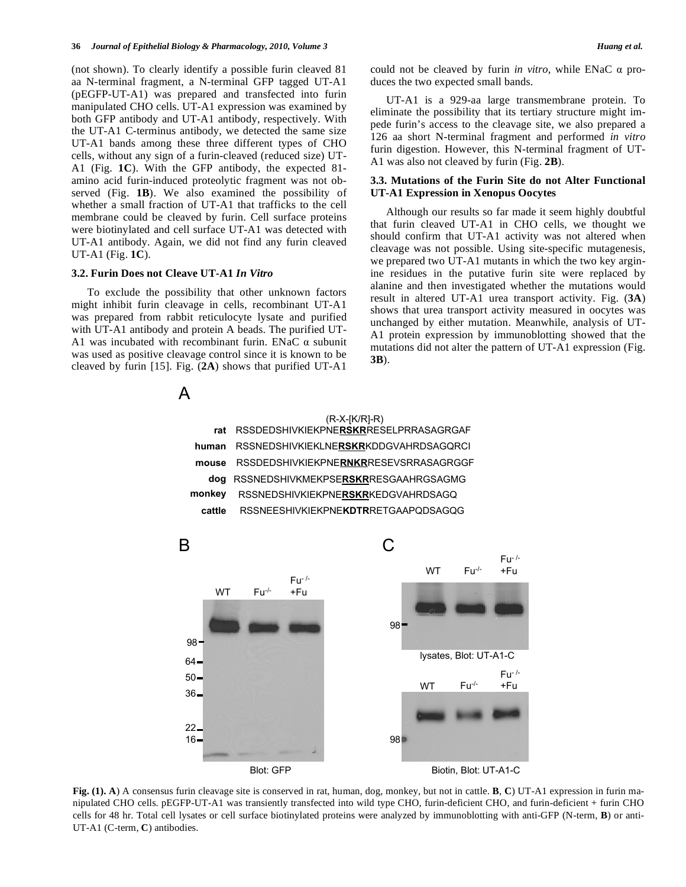(not shown). To clearly identify a possible furin cleaved 81 aa N-terminal fragment, a N-terminal GFP tagged UT-A1 (pEGFP-UT-A1) was prepared and transfected into furin manipulated CHO cells. UT-A1 expression was examined by both GFP antibody and UT-A1 antibody, respectively. With the UT-A1 C-terminus antibody, we detected the same size UT-A1 bands among these three different types of CHO cells, without any sign of a furin-cleaved (reduced size) UT-A1 (Fig. **1C**). With the GFP antibody, the expected 81-amino acid furin-induced proteolytic fragment was not observed (Fig. **1B**). We also examined the possibility of whether a small fraction of UT-A1 that trafficks to the cell membrane could be cleaved by furin. Cell surface proteins were biotinylated and cell surface UT-A1 was detected with UT-A1 antibody. Again, we did not find any furin cleaved UT-A1 (Fig. **1C**).

### 3.2. Furin Does not Cleave UT-A1 *In Vitro*

To exclude the possibility that other unknown factors might inhibit furin cleavage in cells, recombinant UT-A1 was prepared from rabbit reticulocyte lysate and purified with UT-A1 antibody and protein A beads. The purified UT-A1 was incubated with recombinant furin. ENaC α subunit was used as positive cleavage control since it is known to be cleaved by furin [15]. Fig. (**2A**) shows that purified UT-A1 could not be cleaved by furin *in vitro*, while ENaC α produces the two expected small bands.

UT-A1 is a 929-aa large transmembrane protein. To eliminate the possibility that its tertiary structure might impede furin's access to the cleavage site, we also prepared a 126 aa short N-terminal fragment and performed *in vitro* furin digestion. However, this N-terminal fragment of UT-A1 was also not cleaved by furin (Fig. **2B**).

### 3.3. Mutations of the Furin Site do not Alter Functional UT-A1 Expression in Xenopus Oocytes

Although our results so far made it seem highly doubtful that furin cleaved UT-A1 in CHO cells, we thought we should confirm that UT-A1 activity was not altered when cleavage was not possible. Using site-specific mutagenesis, we prepared two UT-A1 mutants in which the two key arginine residues in the putative furin site were replaced by alanine and then investigated whether the mutations would result in altered UT-A1 urea transport activity. Fig. (**3A**) shows that urea transport activity measured in oocytes was unchanged by either mutation. Meanwhile, analysis of UT-A1 protein expression by immunoblotting showed that the mutations did not alter the pattern of UT-A1 expression (Fig. **3B**).

A

(R-X-[K/R]-R)

| | |
|---|---|
| **rat** | RSSDEDSHIVKIEKPNE**RSKR**RESELPRRASAGRGAF |
| **human** | RSSNEDSHIVKIEKLNE**RSKR**KDDGVAHRDSAGQRCI |
| **mouse** | RSSDEDSHIVKIEKPNE**RNKR**RESEVSRRASAGRGGF |
| **dog** | RSSNEDSHIVKMEKPSE**RSKR**RESGAAHRGSAGMG |
| **monkey** | RSSNEDSHIVKIEKPNE**RSKR**KEDGVAHRDSAGQ |
| **cattle** | RSSNEESHIVKIEKPNE**KDTR**RETGAAPQDSAGQG |

**Fig. (1). A**) A consensus furin cleavage site is conserved in rat, human, dog, monkey, but not in cattle. **B**, **C**) UT-A1 expression in furin manipulated CHO cells. pEGFP-UT-A1 was transiently transfected into wild type CHO, furin-deficient CHO, and furin-deficient + furin CHO cells for 48 hr. Total cell lysates or cell surface biotinylated proteins were analyzed by immunoblotting with anti-GFP (N-term, **B**) or anti-UT-A1 (C-term, **C**) antibodies.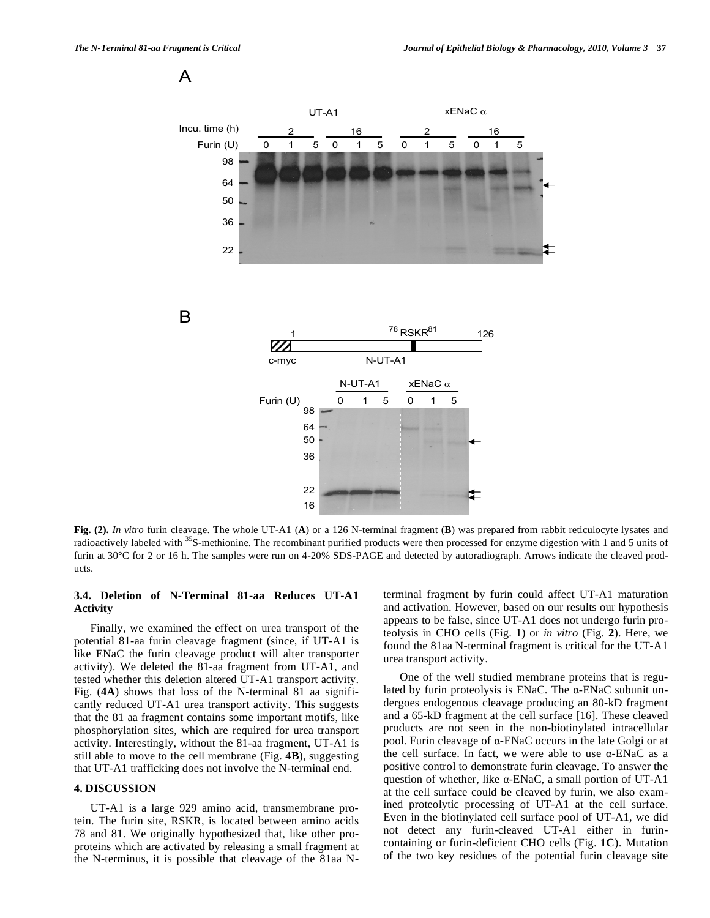**Fig. (2).** *In vitro* furin cleavage. The whole UT-A1 (**A**) or a 126 N-terminal fragment (**B**) was prepared from rabbit reticulocyte lysates and radioactively labeled with $^{35}$S-methionine. The recombinant purified products were then processed for enzyme digestion with 1 and 5 units of furin at 30°C for 2 or 16 h. The samples were run on 4-20% SDS-PAGE and detected by autoradiograph. Arrows indicate the cleaved products.

### 3.4. Deletion of N-Terminal 81-aa Reduces UT-A1 Activity

Finally, we examined the effect on urea transport of the potential 81-aa furin cleavage fragment (since, if UT-A1 is like ENaC the furin cleavage product will alter transporter activity). We deleted the 81-aa fragment from UT-A1, and tested whether this deletion altered UT-A1 transport activity. Fig. (**4A**) shows that loss of the N-terminal 81 aa significantly reduced UT-A1 urea transport activity. This suggests that the 81 aa fragment contains some important motifs, like phosphorylation sites, which are required for urea transport activity. Interestingly, without the 81-aa fragment, UT-A1 is still able to move to the cell membrane (Fig. **4B**), suggesting that UT-A1 trafficking does not involve the N-terminal end.

## 4. DISCUSSION

UT-A1 is a large 929 amino acid, transmembrane protein. The furin site, RSKR, is located between amino acids 78 and 81. We originally hypothesized that, like other proproteins which are activated by releasing a small fragment at the N-terminus, it is possible that cleavage of the 81aa N-terminal fragment by furin could affect UT-A1 maturation and activation. However, based on our results our hypothesis appears to be false, since UT-A1 does not undergo furin proteolysis in CHO cells (Fig. **1**) or *in vitro* (Fig. **2**). Here, we found the 81aa N-terminal fragment is critical for the UT-A1 urea transport activity.

One of the well studied membrane proteins that is regulated by furin proteolysis is ENaC. The α-ENaC subunit undergoes endogenous cleavage producing an 80-kD fragment and a 65-kD fragment at the cell surface [16]. These cleaved products are not seen in the non-biotinylated intracellular pool. Furin cleavage of α-ENaC occurs in the late Golgi or at the cell surface. In fact, we were able to use α-ENaC as a positive control to demonstrate furin cleavage. To answer the question of whether, like α-ENaC, a small portion of UT-A1 at the cell surface could be cleaved by furin, we also examined proteolytic processing of UT-A1 at the cell surface. Even in the biotinylated cell surface pool of UT-A1, we did not detect any furin-cleaved UT-A1 either in furin-containing or furin-deficient CHO cells (Fig. **1C**). Mutation of the two key residues of the potential furin cleavage site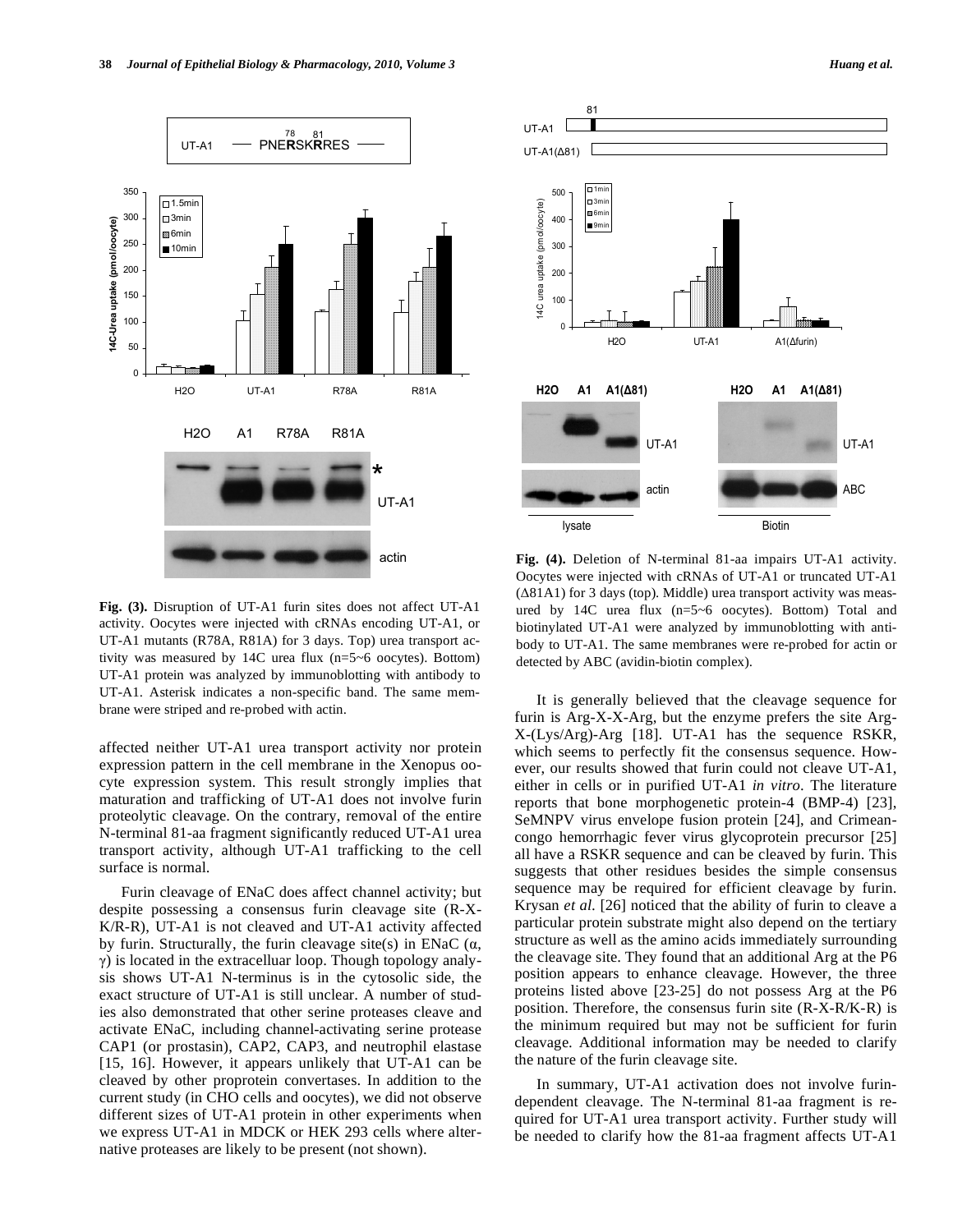**Fig. (3).** Disruption of UT-A1 furin sites does not affect UT-A1 activity. Oocytes were injected with cRNAs encoding UT-A1, or UT-A1 mutants (R78A, R81A) for 3 days. Top) urea transport activity was measured by 14C urea flux (n=5~6 oocytes). Bottom) UT-A1 protein was analyzed by immunoblotting with antibody to UT-A1. Asterisk indicates a non-specific band. The same membrane were striped and re-probed with actin.

**Fig. (4).** Deletion of N-terminal 81-aa impairs UT-A1 activity. Oocytes were injected with cRNAs of UT-A1 or truncated UT-A1 (Δ81A1) for 3 days (top). Middle) urea transport activity was measured by 14C urea flux (n=5~6 oocytes). Bottom) Total and biotinylated UT-A1 were analyzed by immunoblotting with antibody to UT-A1. The same membranes were re-probed for actin or detected by ABC (avidin-biotin complex).

affected neither UT-A1 urea transport activity nor protein expression pattern in the cell membrane in the Xenopus oocyte expression system. This result strongly implies that maturation and trafficking of UT-A1 does not involve furin proteolytic cleavage. On the contrary, removal of the entire N-terminal 81-aa fragment significantly reduced UT-A1 urea transport activity, although UT-A1 trafficking to the cell surface is normal.

Furin cleavage of ENaC does affect channel activity; but despite possessing a consensus furin cleavage site (R-X-K/R-R), UT-A1 is not cleaved and UT-A1 activity affected by furin. Structurally, the furin cleavage site(s) in ENaC (α, γ) is located in the extracellular loop. Though topology analysis shows UT-A1 N-terminus is in the cytosolic side, the exact structure of UT-A1 is still unclear. A number of studies also demonstrated that other serine proteases cleave and activate ENaC, including channel-activating serine protease CAP1 (or prostasin), CAP2, CAP3, and neutrophil elastase [15, 16]. However, it appears unlikely that UT-A1 can be cleaved by other proprotein convertases. In addition to the current study (in CHO cells and oocytes), we did not observe different sizes of UT-A1 protein in other experiments when we express UT-A1 in MDCK or HEK 293 cells where alternative proteases are likely to be present (not shown).

It is generally believed that the cleavage sequence for furin is Arg-X-X-Arg, but the enzyme prefers the site Arg-X-(Lys/Arg)-Arg [18]. UT-A1 has the sequence RSKR, which seems to perfectly fit the consensus sequence. However, our results showed that furin could not cleave UT-A1, either in cells or in purified UT-A1 *in vitro*. The literature reports that bone morphogenetic protein-4 (BMP-4) [23], SeMNPV virus envelope fusion protein [24], and Crimean-congo hemorrhagic fever virus glycoprotein precursor [25] all have a RSKR sequence and can be cleaved by furin. This suggests that other residues besides the simple consensus sequence may be required for efficient cleavage by furin. Krysan *et al*. [26] noticed that the ability of furin to cleave a particular protein substrate might also depend on the tertiary structure as well as the amino acids immediately surrounding the cleavage site. They found that an additional Arg at the P6 position appears to enhance cleavage. However, the three proteins listed above [23-25] do not possess Arg at the P6 position. Therefore, the consensus furin site (R-X-R/K-R) is the minimum required but may not be sufficient for furin cleavage. Additional information may be needed to clarify the nature of the furin cleavage site.

In summary, UT-A1 activation does not involve furin-dependent cleavage. The N-terminal 81-aa fragment is required for UT-A1 urea transport activity. Further study will be needed to clarify how the 81-aa fragment affects UT-A1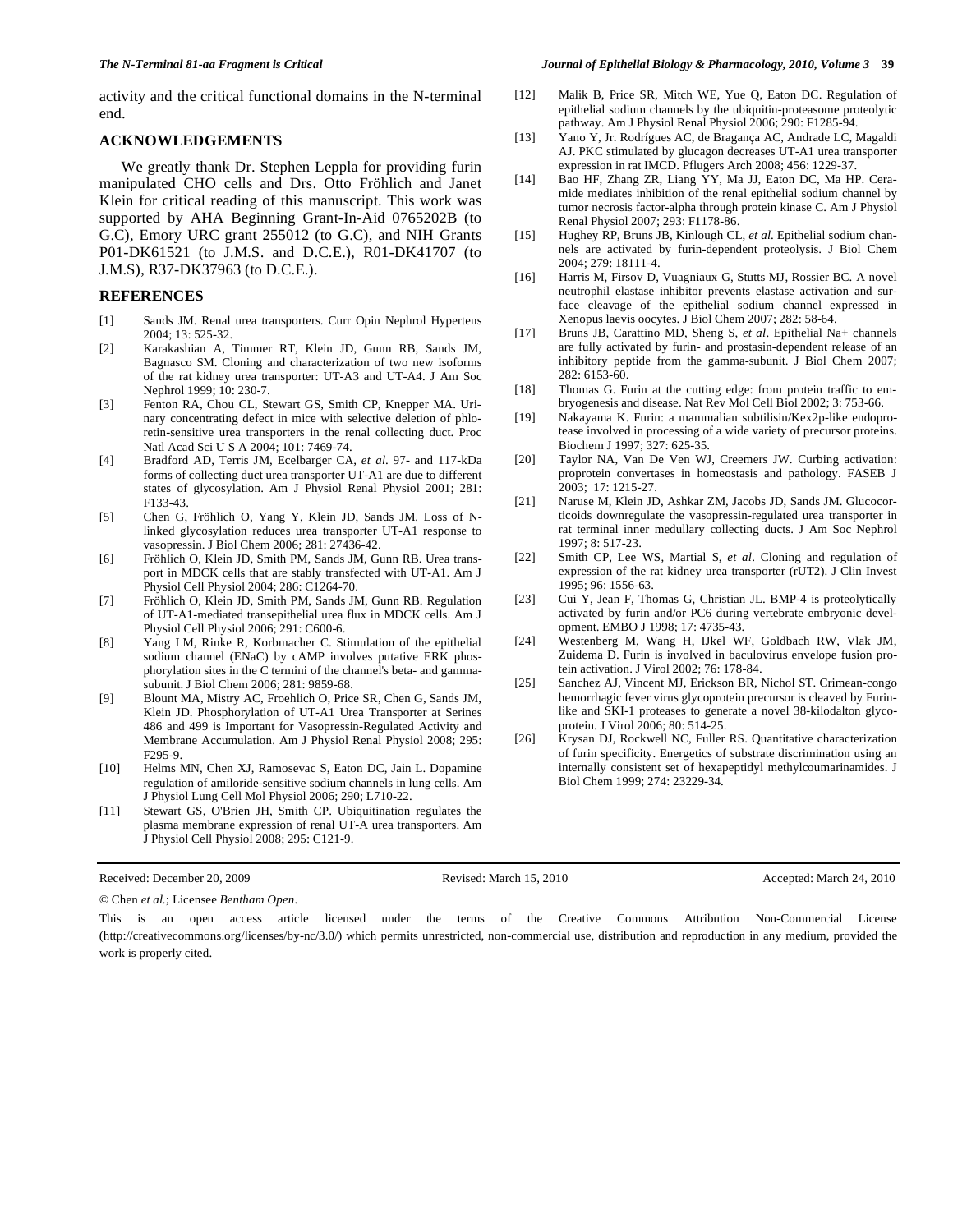activity and the critical functional domains in the N-terminal end.

## ACKNOWLEDGEMENTS

We greatly thank Dr. Stephen Leppla for providing furin manipulated CHO cells and Drs. Otto Fröhlich and Janet Klein for critical reading of this manuscript. This work was supported by AHA Beginning Grant-In-Aid 0765202B (to G.C), Emory URC grant 255012 (to G.C), and NIH Grants P01-DK61521 (to J.M.S. and D.C.E.), R01-DK41707 (to J.M.S), R37-DK37963 (to D.C.E.).

## REFERENCES

[1] Sands JM. Renal urea transporters. Curr Opin Nephrol Hypertens 2004; 13: 525-32.

[2] Karakashian A, Timmer RT, Klein JD, Gunn RB, Sands JM, Bagnasco SM. Cloning and characterization of two new isoforms of the rat kidney urea transporter: UT-A3 and UT-A4. J Am Soc Nephrol 1999; 10: 230-7.

[3] Fenton RA, Chou CL, Stewart GS, Smith CP, Knepper MA. Urinary concentrating defect in mice with selective deletion of phloretin-sensitive urea transporters in the renal collecting duct. Proc Natl Acad Sci U S A 2004; 101: 7469-74.

[4] Bradford AD, Terris JM, Ecelbarger CA, *et al*. 97- and 117-kDa forms of collecting duct urea transporter UT-A1 are due to different states of glycosylation. Am J Physiol Renal Physiol 2001; 281: F133-43.

[5] Chen G, Fröhlich O, Yang Y, Klein JD, Sands JM. Loss of N-linked glycosylation reduces urea transporter UT-A1 response to vasopressin. J Biol Chem 2006; 281: 27436-42.

[6] Fröhlich O, Klein JD, Smith PM, Sands JM, Gunn RB. Urea transport in MDCK cells that are stably transfected with UT-A1. Am J Physiol Cell Physiol 2004; 286: C1264-70.

[7] Fröhlich O, Klein JD, Smith PM, Sands JM, Gunn RB. Regulation of UT-A1-mediated transepithelial urea flux in MDCK cells. Am J Physiol Cell Physiol 2006; 291: C600-6.

[8] Yang LM, Rinke R, Korbmacher C. Stimulation of the epithelial sodium channel (ENaC) by cAMP involves putative ERK phosphorylation sites in the C termini of the channel's beta- and gamma-subunit. J Biol Chem 2006; 281: 9859-68.

[9] Blount MA, Mistry AC, Froehlich O, Price SR, Chen G, Sands JM, Klein JD. Phosphorylation of UT-A1 Urea Transporter at Serines 486 and 499 is Important for Vasopressin-Regulated Activity and Membrane Accumulation. Am J Physiol Renal Physiol 2008; 295: F295-9.

[10] Helms MN, Chen XJ, Ramosevac S, Eaton DC, Jain L. Dopamine regulation of amiloride-sensitive sodium channels in lung cells. Am J Physiol Lung Cell Mol Physiol 2006; 290; L710-22.

[11] Stewart GS, O'Brien JH, Smith CP. Ubiquitination regulates the plasma membrane expression of renal UT-A urea transporters. Am J Physiol Cell Physiol 2008; 295: C121-9.

[12] Malik B, Price SR, Mitch WE, Yue Q, Eaton DC. Regulation of epithelial sodium channels by the ubiquitin-proteasome proteolytic pathway. Am J Physiol Renal Physiol 2006; 290: F1285-94.

[13] Yano Y, Jr. Rodrígues AC, de Bragança AC, Andrade LC, Magaldi AJ. PKC stimulated by glucagon decreases UT-A1 urea transporter expression in rat IMCD. Pflugers Arch 2008; 456: 1229-37.

[14] Bao HF, Zhang ZR, Liang YY, Ma JJ, Eaton DC, Ma HP. Ceramide mediates inhibition of the renal epithelial sodium channel by tumor necrosis factor-alpha through protein kinase C. Am J Physiol Renal Physiol 2007; 293: F1178-86.

[15] Hughey RP, Bruns JB, Kinlough CL, *et al*. Epithelial sodium channels are activated by furin-dependent proteolysis. J Biol Chem 2004; 279: 18111-4.

[16] Harris M, Firsov D, Vuagniaux G, Stutts MJ, Rossier BC. A novel neutrophil elastase inhibitor prevents elastase activation and surface cleavage of the epithelial sodium channel expressed in Xenopus laevis oocytes. J Biol Chem 2007; 282: 58-64.

[17] Bruns JB, Carattino MD, Sheng S, *et al*. Epithelial Na+ channels are fully activated by furin- and prostasin-dependent release of an inhibitory peptide from the gamma-subunit. J Biol Chem 2007; 282: 6153-60.

[18] Thomas G. Furin at the cutting edge: from protein traffic to embryogenesis and disease. Nat Rev Mol Cell Biol 2002; 3: 753-66.

[19] Nakayama K. Furin: a mammalian subtilisin/Kex2p-like endoprotease involved in processing of a wide variety of precursor proteins. Biochem J 1997; 327: 625-35.

[20] Taylor NA, Van De Ven WJ, Creemers JW. Curbing activation: proprotein convertases in homeostasis and pathology. FASEB J 2003; 17: 1215-27.

[21] Naruse M, Klein JD, Ashkar ZM, Jacobs JD, Sands JM. Glucocorticoids downregulate the vasopressin-regulated urea transporter in rat terminal inner medullary collecting ducts. J Am Soc Nephrol 1997; 8: 517-23.

[22] Smith CP, Lee WS, Martial S, *et al*. Cloning and regulation of expression of the rat kidney urea transporter (rUT2). J Clin Invest 1995; 96: 1556-63.

[23] Cui Y, Jean F, Thomas G, Christian JL. BMP-4 is proteolytically activated by furin and/or PC6 during vertebrate embryonic development. EMBO J 1998; 17: 4735-43.

[24] Westenberg M, Wang H, IJkel WF, Goldbach RW, Vlak JM, Zuidema D. Furin is involved in baculovirus envelope fusion protein activation. J Virol 2002; 76: 178-84.

[25] Sanchez AJ, Vincent MJ, Erickson BR, Nichol ST. Crimean-congo hemorrhagic fever virus glycoprotein precursor is cleaved by Furin-like and SKI-1 proteases to generate a novel 38-kilodalton glycoprotein. J Virol 2006; 80: 514-25.

[26] Krysan DJ, Rockwell NC, Fuller RS. Quantitative characterization of furin specificity. Energetics of substrate discrimination using an internally consistent set of hexapeptidyl methylcoumarinamides. J Biol Chem 1999; 274: 23229-34.

Received: December 20, 2009 Revised: March 15, 2010 Accepted: March 24, 2010

© Chen *et al.*; Licensee *Bentham Open*.

This is an open access article licensed under the terms of the Creative Commons Attribution Non-Commercial License (http://creativecommons.org/licenses/by-nc/3.0/) which permits unrestricted, non-commercial use, distribution and reproduction in any medium, provided the work is properly cited.